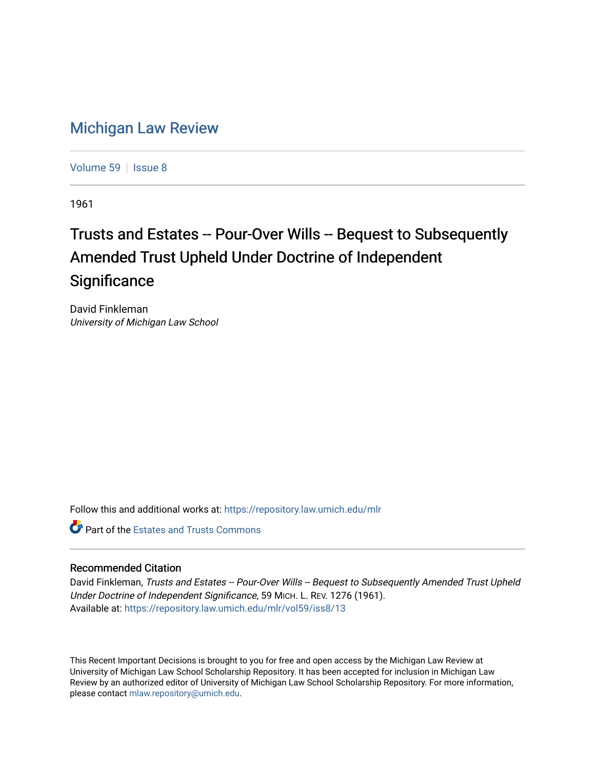# Michigan Law Review

Volume 59 | Issue 8

1961

## Trusts and Estates -- Pour-Over Wills -- Bequest to Subsequently Amended Trust Upheld Under Doctrine of Independent Significance

David Finkleman
*University of Michigan Law School*

Follow this and additional works at: https://repository.law.umich.edu/mlr

Part of the Estates and Trusts Commons

### Recommended Citation

David Finkleman, *Trusts and Estates -- Pour-Over Wills -- Bequest to Subsequently Amended Trust Upheld Under Doctrine of Independent Significance*, 59 MICH. L. REV. 1276 (1961).
Available at: https://repository.law.umich.edu/mlr/vol59/iss8/13

This Recent Important Decisions is brought to you for free and open access by the Michigan Law Review at University of Michigan Law School Scholarship Repository. It has been accepted for inclusion in Michigan Law Review by an authorized editor of University of Michigan Law School Scholarship Repository. For more information, please contact mlaw.repository@umich.edu.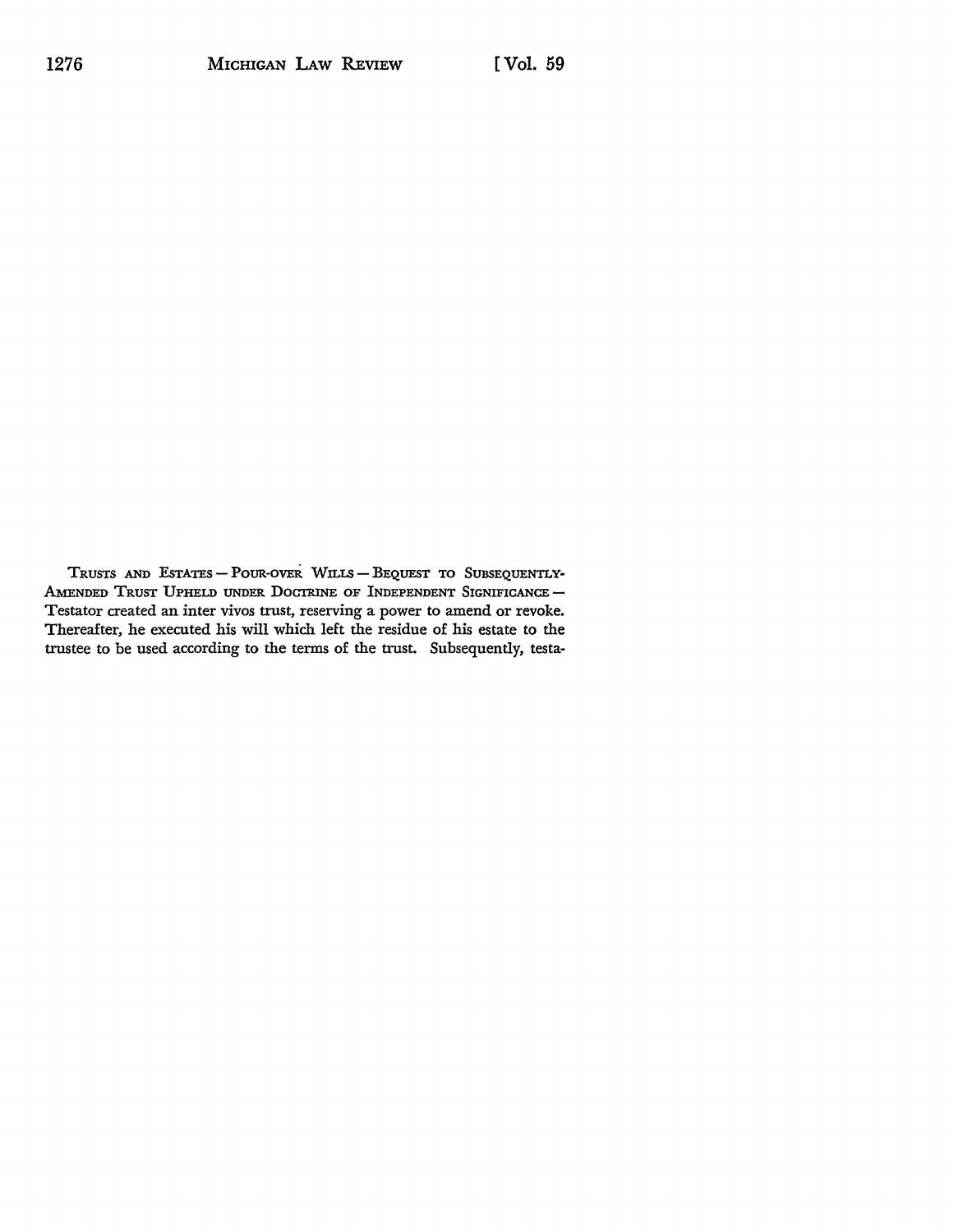TRUSTS AND ESTATES — POUR-OVER WILLS — BEQUEST TO SUBSEQUENTLY-AMENDED TRUST UPHELD UNDER DOCTRINE OF INDEPENDENT SIGNIFICANCE — Testator created an inter vivos trust, reserving a power to amend or revoke. Thereafter, he executed his will which left the residue of his estate to the trustee to be used according to the terms of the trust. Subsequently, testa-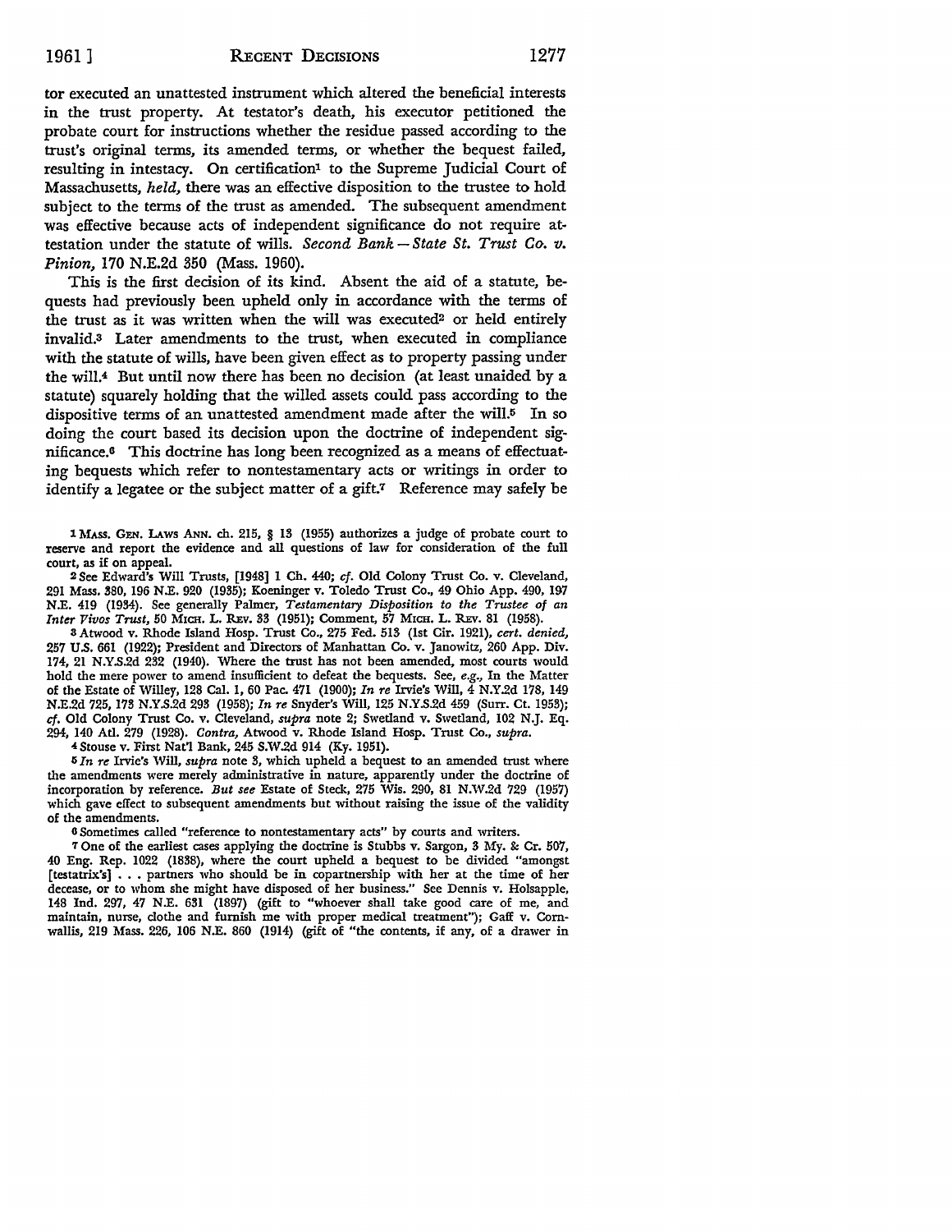tor executed an unattested instrument which altered the beneficial interests in the trust property. At testator's death, his executor petitioned the probate court for instructions whether the residue passed according to the trust's original terms, its amended terms, or whether the bequest failed, resulting in intestacy. On certification[1] to the Supreme Judicial Court of Massachusetts, *held,* there was an effective disposition to the trustee to hold subject to the terms of the trust as amended. The subsequent amendment was effective because acts of independent significance do not require attestation under the statute of wills. *Second Bank—State St. Trust Co. v. Pinion,* 170 N.E.2d 350 (Mass. 1960).

This is the first decision of its kind. Absent the aid of a statute, bequests had previously been upheld only in accordance with the terms of the trust as it was written when the will was executed[2] or held entirely invalid.[3] Later amendments to the trust, when executed in compliance with the statute of wills, have been given effect as to property passing under the will.[4] But until now there has been no decision (at least unaided by a statute) squarely holding that the willed assets could pass according to the dispositive terms of an unattested amendment made after the will.[5] In so doing the court based its decision upon the doctrine of independent significance.[6] This doctrine has long been recognized as a means of effectuating bequests which refer to nontestamentary acts or writings in order to identify a legatee or the subject matter of a gift.[7] Reference may safely be

---

[1] MASS. GEN. LAWS ANN. ch. 215, § 13 (1955) authorizes a judge of probate court to reserve and report the evidence and all questions of law for consideration of the full court, as if on appeal.

[2] See Edward's Will Trusts, [1948] 1 Ch. 440; *cf.* Old Colony Trust Co. v. Cleveland, 291 Mass. 380, 196 N.E. 920 (1935); Koeninger v. Toledo Trust Co., 49 Ohio App. 490, 197 N.E. 419 (1934). See generally Palmer, *Testamentary Disposition to the Trustee of an Inter Vivos Trust,* 50 MICH. L. REV. 33 (1951); Comment, 57 MICH. L. REV. 81 (1958).

[3] Atwood v. Rhode Island Hosp. Trust Co., 275 Fed. 513 (1st Cir. 1921), *cert. denied,* 257 U.S. 661 (1922); President and Directors of Manhattan Co. v. Janowitz, 260 App. Div. 174, 21 N.Y.S.2d 232 (1940). Where the trust has not been amended, most courts would hold the mere power to amend insufficient to defeat the bequests. See, *e.g.,* In the Matter of the Estate of Willey, 128 Cal. 1, 60 Pac. 471 (1900); *In re* Irvie's Will, 4 N.Y.2d 178, 149 N.E.2d 725, 173 N.Y.S.2d 293 (1958); *In re* Snyder's Will, 125 N.Y.S.2d 459 (Surr. Ct. 1953); *cf.* Old Colony Trust Co. v. Cleveland, *supra* note 2; Swetland v. Swetland, 102 N.J. Eq. 294, 140 Atl. 279 (1928). *Contra,* Atwood v. Rhode Island Hosp. Trust Co., *supra.*

[4] Stouse v. First Nat'l Bank, 245 S.W.2d 914 (Ky. 1951).

[5] *In re* Irvie's Will, *supra* note 3, which upheld a bequest to an amended trust where the amendments were merely administrative in nature, apparently under the doctrine of incorporation by reference. *But see* Estate of Steck, 275 Wis. 290, 81 N.W.2d 729 (1957) which gave effect to subsequent amendments but without raising the issue of the validity of the amendments.

[6] Sometimes called "reference to nontestamentary acts" by courts and writers.

[7] One of the earliest cases applying the doctrine is Stubbs v. Sargon, 3 My. & Cr. 507, 40 Eng. Rep. 1022 (1838), where the court upheld a bequest to be divided "amongst [testatrix's] . . . partners who should be in copartnership with her at the time of her decease, or to whom she might have disposed of her business." See Dennis v. Holsapple, 148 Ind. 297, 47 N.E. 631 (1897) (gift to "whoever shall take good care of me, and maintain, nurse, clothe and furnish me with proper medical treatment"); Gaff v. Cornwallis, 219 Mass. 226, 106 N.E. 860 (1914) (gift of "the contents, if any, of a drawer in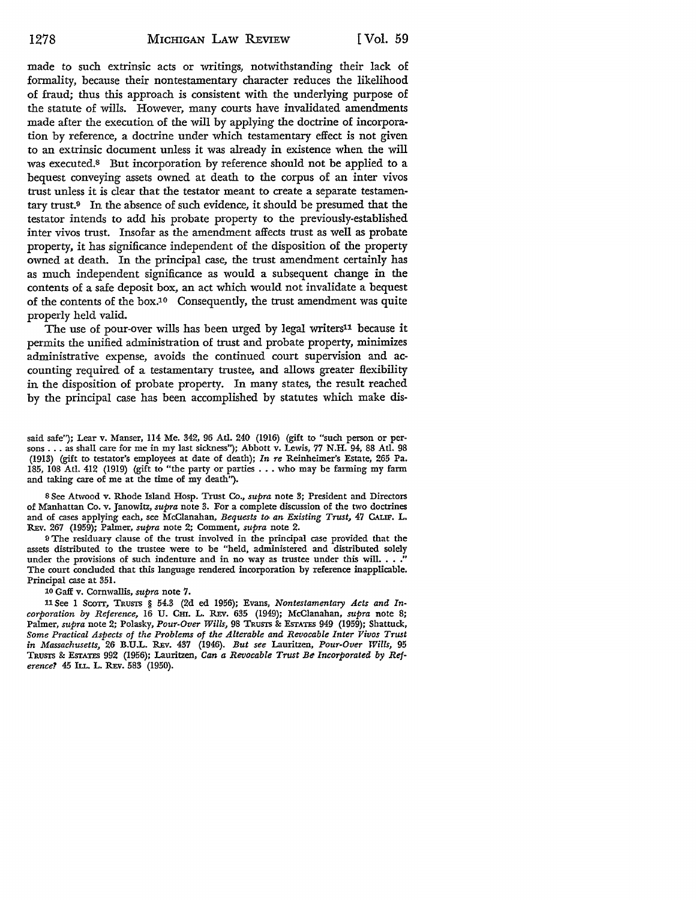made to such extrinsic acts or writings, notwithstanding their lack of formality, because their nontestamentary character reduces the likelihood of fraud; thus this approach is consistent with the underlying purpose of the statute of wills. However, many courts have invalidated amendments made after the execution of the will by applying the doctrine of incorporation by reference, a doctrine under which testamentary effect is not given to an extrinsic document unless it was already in existence when the will was executed.[8] But incorporation by reference should not be applied to a bequest conveying assets owned at death to the corpus of an inter vivos trust unless it is clear that the testator meant to create a separate testamentary trust.[9] In the absence of such evidence, it should be presumed that the testator intends to add his probate property to the previously-established inter vivos trust. Insofar as the amendment affects trust as well as probate property, it has significance independent of the disposition of the property owned at death. In the principal case, the trust amendment certainly has as much independent significance as would a subsequent change in the contents of a safe deposit box, an act which would not invalidate a bequest of the contents of the box.[10] Consequently, the trust amendment was quite properly held valid.

The use of pour-over wills has been urged by legal writers[11] because it permits the unified administration of trust and probate property, minimizes administrative expense, avoids the continued court supervision and accounting required of a testamentary trustee, and allows greater flexibility in the disposition of probate property. In many states, the result reached by the principal case has been accomplished by statutes which make dis-

said safe"); Lear v. Manser, 114 Me. 342, 96 Atl. 240 (1916) (gift to "such person or persons . . . as shall care for me in my last sickness"); Abbott v. Lewis, 77 N.H. 94, 88 Atl. 98 (1913) (gift to testator's employees at date of death); *In re* Reinheimer's Estate, 265 Pa. 185, 108 Atl. 412 (1919) (gift to "the party or parties . . . who may be farming my farm and taking care of me at the time of my death").

[8] See Atwood v. Rhode Island Hosp. Trust Co., *supra* note 3; President and Directors of Manhattan Co. v. Janowitz, *supra* note 3. For a complete discussion of the two doctrines and of cases applying each, see McClanahan, *Bequests to an Existing Trust*, 47 CALIF. L. REV. 267 (1959); Palmer, *supra* note 2; Comment, *supra* note 2.

[9] The residuary clause of the trust involved in the principal case provided that the assets distributed to the trustee were to be "held, administered and distributed solely under the provisions of such indenture and in no way as trustee under this will. . . ." The court concluded that this language rendered incorporation by reference inapplicable. Principal case at 351.

[10] Gaff v. Cornwallis, *supra* note 7.

[11] See 1 SCOTT, TRUSTS § 54.3 (2d ed 1956); Evans, *Nontestamentary Acts and Incorporation by Reference*, 16 U. CHI. L. REV. 635 (1949); McClanahan, *supra* note 8; Palmer, *supra* note 2; Polasky, *Pour-Over Wills*, 98 TRUSTS & ESTATES 949 (1959); Shattuck, *Some Practical Aspects of the Problems of the Alterable and Revocable Inter Vivos Trust in Massachusetts*, 26 B.U.L. REV. 437 (1946). *But see* Lauritzen, *Pour-Over Wills*, 95 TRUSTS & ESTATES 992 (1956); Lauritzen, *Can a Revocable Trust Be Incorporated by Reference?* 45 ILL. L. REV. 583 (1950).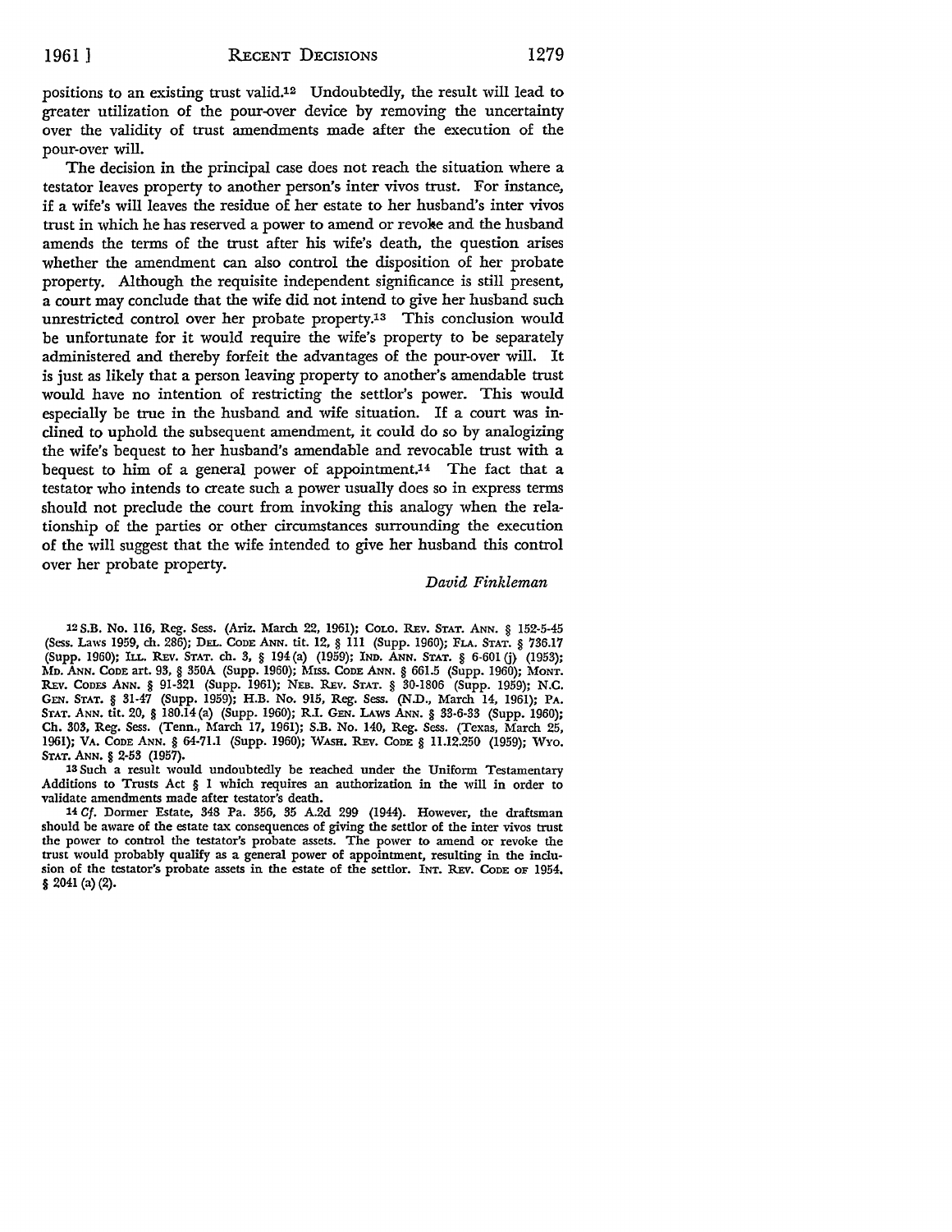positions to an existing trust valid.[12] Undoubtedly, the result will lead to greater utilization of the pour-over device by removing the uncertainty over the validity of trust amendments made after the execution of the pour-over will.

The decision in the principal case does not reach the situation where a testator leaves property to another person's inter vivos trust. For instance, if a wife's will leaves the residue of her estate to her husband's inter vivos trust in which he has reserved a power to amend or revoke and the husband amends the terms of the trust after his wife's death, the question arises whether the amendment can also control the disposition of her probate property. Although the requisite independent significance is still present, a court may conclude that the wife did not intend to give her husband such unrestricted control over her probate property.[13] This conclusion would be unfortunate for it would require the wife's property to be separately administered and thereby forfeit the advantages of the pour-over will. It is just as likely that a person leaving property to another's amendable trust would have no intention of restricting the settlor's power. This would especially be true in the husband and wife situation. If a court was inclined to uphold the subsequent amendment, it could do so by analogizing the wife's bequest to her husband's amendable and revocable trust with a bequest to him of a general power of appointment.[14] The fact that a testator who intends to create such a power usually does so in express terms should not preclude the court from invoking this analogy when the relationship of the parties or other circumstances surrounding the execution of the will suggest that the wife intended to give her husband this control over her probate property.

*David Finkleman*

---

[12] S.B. No. 116, Reg. Sess. (Ariz. March 22, 1961); COLO. REV. STAT. ANN. § 152-5-45 (Sess. Laws 1959, ch. 286); DEL. CODE ANN. tit. 12, § 111 (Supp. 1960); FLA. STAT. § 736.17 (Supp. 1960); ILL. REV. STAT. ch. 3, § 194(a) (1959); IND. ANN. STAT. § 6-601 (j) (1953); MD. ANN. CODE art. 93, § 350A (Supp. 1960); MISS. CODE ANN. § 661.5 (Supp. 1960); MONT. REV. CODES ANN. § 91-321 (Supp. 1961); NEB. REV. STAT. § 30-1806 (Supp. 1959); N.C. GEN. STAT. § 31-47 (Supp. 1959); H.B. No. 915, Reg. Sess. (N.D., March 14, 1961); PA. STAT. ANN. tit. 20, § 180.14(a) (Supp. 1960); R.I. GEN. LAWS ANN. § 33-6-33 (Supp. 1960); Ch. 303, Reg. Sess. (Tenn., March 17, 1961); S.B. No. 140, Reg. Sess. (Texas, March 25, 1961); VA. CODE ANN. § 64-71.1 (Supp. 1960); WASH. REV. CODE § 11.12.250 (1959); WYO. STAT. ANN. § 2-53 (1957).

[13] Such a result would undoubtedly be reached under the Uniform Testamentary Additions to Trusts Act § 1 which requires an authorization in the will in order to validate amendments made after testator's death.

[14] *Cf.* Dormer Estate, 348 Pa. 356, 35 A.2d 299 (1944). However, the draftsman should be aware of the estate tax consequences of giving the settlor of the inter vivos trust the power to control the testator's probate assets. The power to amend or revoke the trust would probably qualify as a general power of appointment, resulting in the inclusion of the testator's probate assets in the estate of the settlor. INT. REV. CODE OF 1954, § 2041 (a) (2).